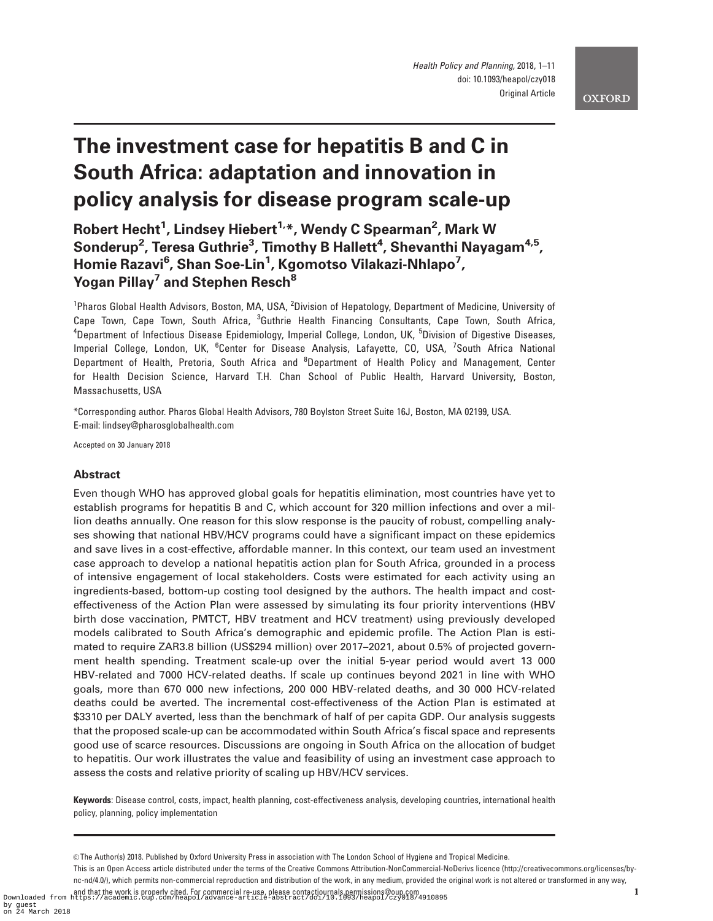# The investment case for hepatitis B and C in South Africa: adaptation and innovation in policy analysis for disease program scale-up

**Robert Hecht[1], Lindsey Hiebert[1,*], Wendy C Spearman[2], Mark W Sonderup[2], Teresa Guthrie[3], Timothy B Hallett[4], Shevanthi Nayagam[4,5], Homie Razavi[6], Shan Soe-Lin[1], Kgomotso Vilakazi-Nhlapo[7], Yogan Pillay[7] and Stephen Resch[8]**

[1]Pharos Global Health Advisors, Boston, MA, USA, [2]Division of Hepatology, Department of Medicine, University of Cape Town, Cape Town, South Africa, [3]Guthrie Health Financing Consultants, Cape Town, South Africa, [4]Department of Infectious Disease Epidemiology, Imperial College, London, UK, [5]Division of Digestive Diseases, Imperial College, London, UK, [6]Center for Disease Analysis, Lafayette, CO, USA, [7]South Africa National Department of Health, Pretoria, South Africa and [8]Department of Health Policy and Management, Center for Health Decision Science, Harvard T.H. Chan School of Public Health, Harvard University, Boston, Massachusetts, USA

*Corresponding author. Pharos Global Health Advisors, 780 Boylston Street Suite 16J, Boston, MA 02199, USA. E-mail: lindsey@pharosglobalhealth.com

Accepted on 30 January 2018

## Abstract

Even though WHO has approved global goals for hepatitis elimination, most countries have yet to establish programs for hepatitis B and C, which account for 320 million infections and over a million deaths annually. One reason for this slow response is the paucity of robust, compelling analyses showing that national HBV/HCV programs could have a significant impact on these epidemics and save lives in a cost-effective, affordable manner. In this context, our team used an investment case approach to develop a national hepatitis action plan for South Africa, grounded in a process of intensive engagement of local stakeholders. Costs were estimated for each activity using an ingredients-based, bottom-up costing tool designed by the authors. The health impact and cost-effectiveness of the Action Plan were assessed by simulating its four priority interventions (HBV birth dose vaccination, PMTCT, HBV treatment and HCV treatment) using previously developed models calibrated to South Africa's demographic and epidemic profile. The Action Plan is estimated to require ZAR3.8 billion (US$294 million) over 2017–2021, about 0.5% of projected government health spending. Treatment scale-up over the initial 5-year period would avert 13 000 HBV-related and 7000 HCV-related deaths. If scale up continues beyond 2021 in line with WHO goals, more than 670 000 new infections, 200 000 HBV-related deaths, and 30 000 HCV-related deaths could be averted. The incremental cost-effectiveness of the Action Plan is estimated at $3310 per DALY averted, less than the benchmark of half of per capita GDP. Our analysis suggests that the proposed scale-up can be accommodated within South Africa's fiscal space and represents good use of scarce resources. Discussions are ongoing in South Africa on the allocation of budget to hepatitis. Our work illustrates the value and feasibility of using an investment case approach to assess the costs and relative priority of scaling up HBV/HCV services.

**Keywords**: Disease control, costs, impact, health planning, cost-effectiveness analysis, developing countries, international health policy, planning, policy implementation

© The Author(s) 2018. Published by Oxford University Press in association with The London School of Hygiene and Tropical Medicine.
This is an Open Access article distributed under the terms of the Creative Commons Attribution-NonCommercial-NoDerivs licence (http://creativecommons.org/licenses/by-nc-nd/4.0/), which permits non-commercial reproduction and distribution of the work, in any medium, provided the original work is not altered or transformed in any way, and that the work is properly cited. For commercial re-use, please contact journals.permissions@oup.com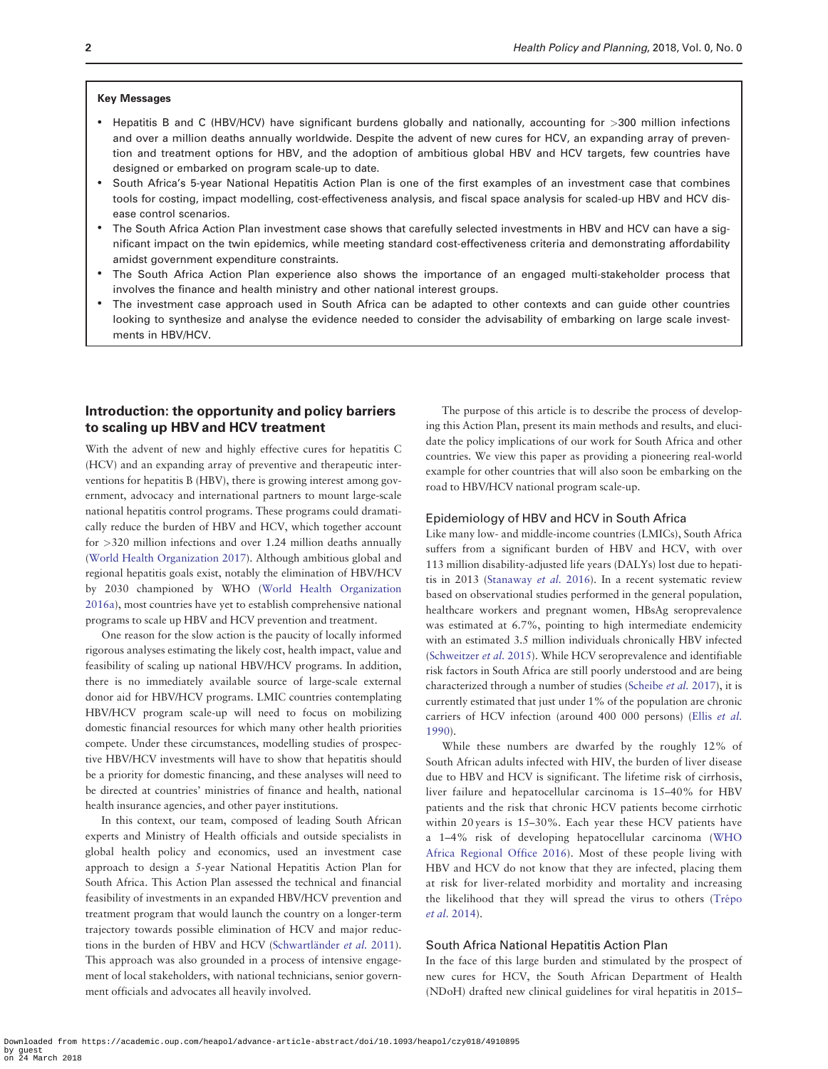**Key Messages**

- Hepatitis B and C (HBV/HCV) have significant burdens globally and nationally, accounting for >300 million infections and over a million deaths annually worldwide. Despite the advent of new cures for HCV, an expanding array of prevention and treatment options for HBV, and the adoption of ambitious global HBV and HCV targets, few countries have designed or embarked on program scale-up to date.
- South Africa's 5-year National Hepatitis Action Plan is one of the first examples of an investment case that combines tools for costing, impact modelling, cost-effectiveness analysis, and fiscal space analysis for scaled-up HBV and HCV disease control scenarios.
- The South Africa Action Plan investment case shows that carefully selected investments in HBV and HCV can have a significant impact on the twin epidemics, while meeting standard cost-effectiveness criteria and demonstrating affordability amidst government expenditure constraints.
- The South Africa Action Plan experience also shows the importance of an engaged multi-stakeholder process that involves the finance and health ministry and other national interest groups.
- The investment case approach used in South Africa can be adapted to other contexts and can guide other countries looking to synthesize and analyse the evidence needed to consider the advisability of embarking on large scale investments in HBV/HCV.

## Introduction: the opportunity and policy barriers to scaling up HBV and HCV treatment

With the advent of new and highly effective cures for hepatitis C (HCV) and an expanding array of preventive and therapeutic interventions for hepatitis B (HBV), there is growing interest among government, advocacy and international partners to mount large-scale national hepatitis control programs. These programs could dramatically reduce the burden of HBV and HCV, which together account for >320 million infections and over 1.24 million deaths annually (World Health Organization 2017). Although ambitious global and regional hepatitis goals exist, notably the elimination of HBV/HCV by 2030 championed by WHO (World Health Organization 2016a), most countries have yet to establish comprehensive national programs to scale up HBV and HCV prevention and treatment.

One reason for the slow action is the paucity of locally informed rigorous analyses estimating the likely cost, health impact, value and feasibility of scaling up national HBV/HCV programs. In addition, there is no immediately available source of large-scale external donor aid for HBV/HCV programs. LMIC countries contemplating HBV/HCV program scale-up will need to focus on mobilizing domestic financial resources for which many other health priorities compete. Under these circumstances, modelling studies of prospective HBV/HCV investments will have to show that hepatitis should be a priority for domestic financing, and these analyses will need to be directed at countries' ministries of finance and health, national health insurance agencies, and other payer institutions.

In this context, our team, composed of leading South African experts and Ministry of Health officials and outside specialists in global health policy and economics, used an investment case approach to design a 5-year National Hepatitis Action Plan for South Africa. This Action Plan assessed the technical and financial feasibility of investments in an expanded HBV/HCV prevention and treatment program that would launch the country on a longer-term trajectory towards possible elimination of HCV and major reductions in the burden of HBV and HCV (Schwartländer *et al.* 2011). This approach was also grounded in a process of intensive engagement of local stakeholders, with national technicians, senior government officials and advocates all heavily involved.

The purpose of this article is to describe the process of developing this Action Plan, present its main methods and results, and elucidate the policy implications of our work for South Africa and other countries. We view this paper as providing a pioneering real-world example for other countries that will also soon be embarking on the road to HBV/HCV national program scale-up.

### Epidemiology of HBV and HCV in South Africa

Like many low- and middle-income countries (LMICs), South Africa suffers from a significant burden of HBV and HCV, with over 113 million disability-adjusted life years (DALYs) lost due to hepatitis in 2013 (Stanaway *et al.* 2016). In a recent systematic review based on observational studies performed in the general population, healthcare workers and pregnant women, HBsAg seroprevalence was estimated at 6.7%, pointing to high intermediate endemicity with an estimated 3.5 million individuals chronically HBV infected (Schweitzer *et al.* 2015). While HCV seroprevalence and identifiable risk factors in South Africa are still poorly understood and are being characterized through a number of studies (Scheibe *et al.* 2017), it is currently estimated that just under 1% of the population are chronic carriers of HCV infection (around 400 000 persons) (Ellis *et al.* 1990).

While these numbers are dwarfed by the roughly 12% of South African adults infected with HIV, the burden of liver disease due to HBV and HCV is significant. The lifetime risk of cirrhosis, liver failure and hepatocellular carcinoma is 15–40% for HBV patients and the risk that chronic HCV patients become cirrhotic within 20 years is 15–30%. Each year these HCV patients have a 1–4% risk of developing hepatocellular carcinoma (WHO Africa Regional Office 2016). Most of these people living with HBV and HCV do not know that they are infected, placing them at risk for liver-related morbidity and mortality and increasing the likelihood that they will spread the virus to others (Trépo *et al.* 2014).

### South Africa National Hepatitis Action Plan

In the face of this large burden and stimulated by the prospect of new cures for HCV, the South African Department of Health (NDoH) drafted new clinical guidelines for viral hepatitis in 2015–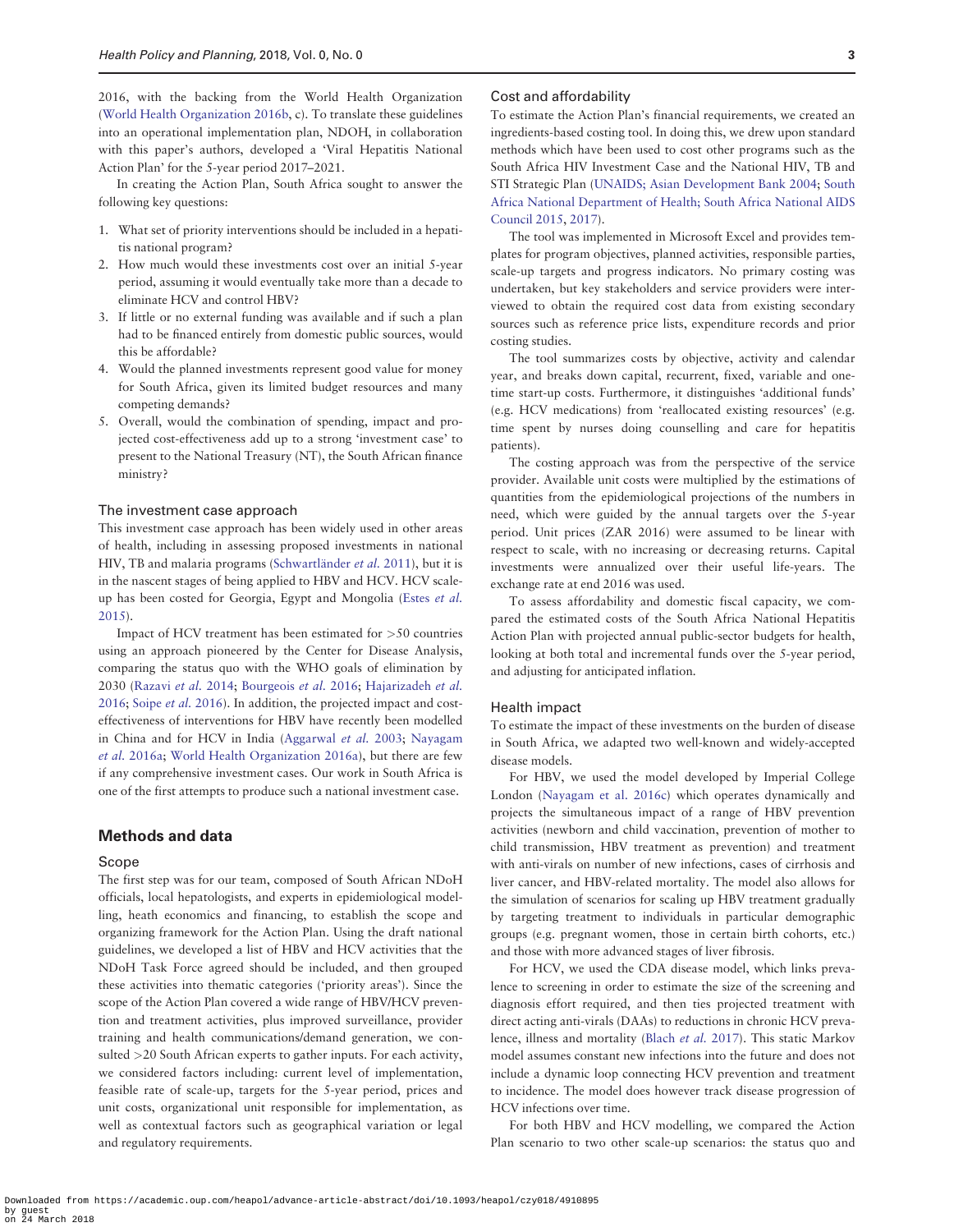2016, with the backing from the World Health Organization (World Health Organization 2016b, c). To translate these guidelines into an operational implementation plan, NDOH, in collaboration with this paper's authors, developed a 'Viral Hepatitis National Action Plan' for the 5-year period 2017–2021.

In creating the Action Plan, South Africa sought to answer the following key questions:

1. What set of priority interventions should be included in a hepatitis national program?
2. How much would these investments cost over an initial 5-year period, assuming it would eventually take more than a decade to eliminate HCV and control HBV?
3. If little or no external funding was available and if such a plan had to be financed entirely from domestic public sources, would this be affordable?
4. Would the planned investments represent good value for money for South Africa, given its limited budget resources and many competing demands?
5. Overall, would the combination of spending, impact and projected cost-effectiveness add up to a strong 'investment case' to present to the National Treasury (NT), the South African finance ministry?

### The investment case approach

This investment case approach has been widely used in other areas of health, including in assessing proposed investments in national HIV, TB and malaria programs (Schwartländer *et al.* 2011), but it is in the nascent stages of being applied to HBV and HCV. HCV scale-up has been costed for Georgia, Egypt and Mongolia (Estes *et al.* 2015).

Impact of HCV treatment has been estimated for >50 countries using an approach pioneered by the Center for Disease Analysis, comparing the status quo with the WHO goals of elimination by 2030 (Razavi *et al.* 2014; Bourgeois *et al.* 2016; Hajarizadeh *et al.* 2016; Soipe *et al.* 2016). In addition, the projected impact and cost-effectiveness of interventions for HBV have recently been modelled in China and for HCV in India (Aggarwal *et al.* 2003; Nayagam *et al.* 2016a; World Health Organization 2016a), but there are few if any comprehensive investment cases. Our work in South Africa is one of the first attempts to produce such a national investment case.

## Methods and data

### Scope

The first step was for our team, composed of South African NDoH officials, local hepatologists, and experts in epidemiological modelling, heath economics and financing, to establish the scope and organizing framework for the Action Plan. Using the draft national guidelines, we developed a list of HBV and HCV activities that the NDoH Task Force agreed should be included, and then grouped these activities into thematic categories ('priority areas'). Since the scope of the Action Plan covered a wide range of HBV/HCV prevention and treatment activities, plus improved surveillance, provider training and health communications/demand generation, we consulted >20 South African experts to gather inputs. For each activity, we considered factors including: current level of implementation, feasible rate of scale-up, targets for the 5-year period, prices and unit costs, organizational unit responsible for implementation, as well as contextual factors such as geographical variation or legal and regulatory requirements.

### Cost and affordability

To estimate the Action Plan's financial requirements, we created an ingredients-based costing tool. In doing this, we drew upon standard methods which have been used to cost other programs such as the South Africa HIV Investment Case and the National HIV, TB and STI Strategic Plan (UNAIDS; Asian Development Bank 2004; South Africa National Department of Health; South Africa National AIDS Council 2015, 2017).

The tool was implemented in Microsoft Excel and provides templates for program objectives, planned activities, responsible parties, scale-up targets and progress indicators. No primary costing was undertaken, but key stakeholders and service providers were interviewed to obtain the required cost data from existing secondary sources such as reference price lists, expenditure records and prior costing studies.

The tool summarizes costs by objective, activity and calendar year, and breaks down capital, recurrent, fixed, variable and one-time start-up costs. Furthermore, it distinguishes 'additional funds' (e.g. HCV medications) from 'reallocated existing resources' (e.g. time spent by nurses doing counselling and care for hepatitis patients).

The costing approach was from the perspective of the service provider. Available unit costs were multiplied by the estimations of quantities from the epidemiological projections of the numbers in need, which were guided by the annual targets over the 5-year period. Unit prices (ZAR 2016) were assumed to be linear with respect to scale, with no increasing or decreasing returns. Capital investments were annualized over their useful life-years. The exchange rate at end 2016 was used.

To assess affordability and domestic fiscal capacity, we compared the estimated costs of the South Africa National Hepatitis Action Plan with projected annual public-sector budgets for health, looking at both total and incremental funds over the 5-year period, and adjusting for anticipated inflation.

### Health impact

To estimate the impact of these investments on the burden of disease in South Africa, we adapted two well-known and widely-accepted disease models.

For HBV, we used the model developed by Imperial College London (Nayagam et al. 2016c) which operates dynamically and projects the simultaneous impact of a range of HBV prevention activities (newborn and child vaccination, prevention of mother to child transmission, HBV treatment as prevention) and treatment with anti-virals on number of new infections, cases of cirrhosis and liver cancer, and HBV-related mortality. The model also allows for the simulation of scenarios for scaling up HBV treatment gradually by targeting treatment to individuals in particular demographic groups (e.g. pregnant women, those in certain birth cohorts, etc.) and those with more advanced stages of liver fibrosis.

For HCV, we used the CDA disease model, which links prevalence to screening in order to estimate the size of the screening and diagnosis effort required, and then ties projected treatment with direct acting anti-virals (DAAs) to reductions in chronic HCV prevalence, illness and mortality (Blach *et al.* 2017). This static Markov model assumes constant new infections into the future and does not include a dynamic loop connecting HCV prevention and treatment to incidence. The model does however track disease progression of HCV infections over time.

For both HBV and HCV modelling, we compared the Action Plan scenario to two other scale-up scenarios: the status quo and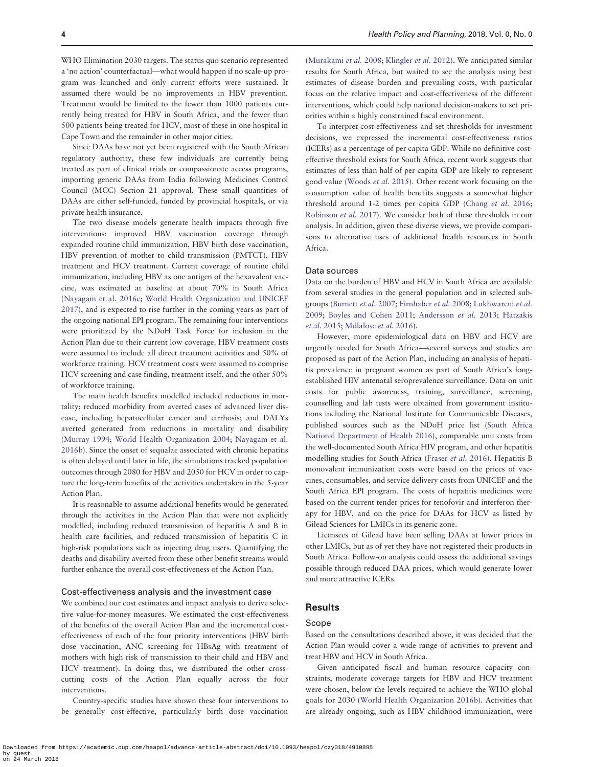WHO Elimination 2030 targets. The status quo scenario represented a 'no action' counterfactual—what would happen if no scale-up program was launched and only current efforts were sustained. It assumed there would be no improvements in HBV prevention. Treatment would be limited to the fewer than 1000 patients currently being treated for HBV in South Africa, and the fewer than 500 patients being treated for HCV, most of these in one hospital in Cape Town and the remainder in other major cities.

Since DAAs have not yet been registered with the South African regulatory authority, these few individuals are currently being treated as part of clinical trials or compassionate access programs, importing generic DAAs from India following Medicines Control Council (MCC) Section 21 approval. These small quantities of DAAs are either self-funded, funded by provincial hospitals, or via private health insurance.

The two disease models generate health impacts through five interventions: improved HBV vaccination coverage through expanded routine child immunization, HBV birth dose vaccination, HBV prevention of mother to child transmission (PMTCT), HBV treatment and HCV treatment. Current coverage of routine child immunization, including HBV as one antigen of the hexavalent vaccine, was estimated at baseline at about 70% in South Africa (Nayagam et al. 2016c; World Health Organization and UNICEF 2017), and is expected to rise further in the coming years as part of the ongoing national EPI program. The remaining four interventions were prioritized by the NDoH Task Force for inclusion in the Action Plan due to their current low coverage. HBV treatment costs were assumed to include all direct treatment activities and 50% of workforce training. HCV treatment costs were assumed to comprise HCV screening and case finding, treatment itself, and the other 50% of workforce training.

The main health benefits modelled included reductions in mortality; reduced morbidity from averted cases of advanced liver disease, including hepatocellular cancer and cirrhosis; and DALYs averted generated from reductions in mortality and disability (Murray 1994; World Health Organization 2004; Nayagam et al. 2016b). Since the onset of sequalae associated with chronic hepatitis is often delayed until later in life, the simulations tracked population outcomes through 2080 for HBV and 2050 for HCV in order to capture the long-term benefits of the activities undertaken in the 5-year Action Plan.

It is reasonable to assume additional benefits would be generated through the activities in the Action Plan that were not explicitly modelled, including reduced transmission of hepatitis A and B in health care facilities, and reduced transmission of hepatitis C in high-risk populations such as injecting drug users. Quantifying the deaths and disability averted from these other benefit streams would further enhance the overall cost-effectiveness of the Action Plan.

### Cost-effectiveness analysis and the investment case

We combined our cost estimates and impact analysis to derive selective value-for-money measures. We estimated the cost-effectiveness of the benefits of the overall Action Plan and the incremental cost-effectiveness of each of the four priority interventions (HBV birth dose vaccination, ANC screening for HBsAg with treatment of mothers with high risk of transmission to their child and HBV and HCV treatment). In doing this, we distributed the other cross-cutting costs of the Action Plan equally across the four interventions.

Country-specific studies have shown these four interventions to be generally cost-effective, particularly birth dose vaccination (Murakami *et al.* 2008; Klingler *et al.* 2012). We anticipated similar results for South Africa, but waited to see the analysis using best estimates of disease burden and prevailing costs, with particular focus on the relative impact and cost-effectiveness of the different interventions, which could help national decision-makers to set priorities within a highly constrained fiscal environment.

To interpret cost-effectiveness and set thresholds for investment decisions, we expressed the incremental cost-effectiveness ratios (ICERs) as a percentage of per capita GDP. While no definitive cost-effective threshold exists for South Africa, recent work suggests that estimates of less than half of per capita GDP are likely to represent good value (Woods *et al.* 2015). Other recent work focusing on the consumption value of health benefits suggests a somewhat higher threshold around 1-2 times per capita GDP (Chang *et al.* 2016; Robinson *et al.* 2017). We consider both of these thresholds in our analysis. In addition, given these diverse views, we provide comparisons to alternative uses of additional health resources in South Africa.

### Data sources

Data on the burden of HBV and HCV in South Africa are available from several studies in the general population and in selected subgroups (Burnett *et al.* 2007; Firnhaber *et al.* 2008; Lukhwareni *et al.* 2009; Boyles and Cohen 2011; Andersson *et al.* 2013; Hatzakis *et al.* 2015; Mdlalose *et al.* 2016).

However, more epidemiological data on HBV and HCV are urgently needed for South Africa—several surveys and studies are proposed as part of the Action Plan, including an analysis of hepatitis prevalence in pregnant women as part of South Africa's long-established HIV antenatal seroprevalence surveillance. Data on unit costs for public awareness, training, surveillance, screening, counselling and lab tests were obtained from government institutions including the National Institute for Communicable Diseases, published sources such as the NDoH price list (South Africa National Department of Health 2016), comparable unit costs from the well-documented South Africa HIV program, and other hepatitis modelling studies for South Africa (Fraser *et al.* 2016). Hepatitis B monovalent immunization costs were based on the prices of vaccines, consumables, and service delivery costs from UNICEF and the South Africa EPI program. The costs of hepatitis medicines were based on the current tender prices for tenofovir and interferon therapy for HBV, and on the price for DAAs for HCV as listed by Gilead Sciences for LMICs in its generic zone.

Licensees of Gilead have been selling DAAs at lower prices in other LMICs, but as of yet they have not registered their products in South Africa. Follow-on analysis could assess the additional savings possible through reduced DAA prices, which would generate lower and more attractive ICERs.

## Results

### Scope

Based on the consultations described above, it was decided that the Action Plan would cover a wide range of activities to prevent and treat HBV and HCV in South Africa.

Given anticipated fiscal and human resource capacity constraints, moderate coverage targets for HBV and HCV treatment were chosen, below the levels required to achieve the WHO global goals for 2030 (World Health Organization 2016b). Activities that are already ongoing, such as HBV childhood immunization, were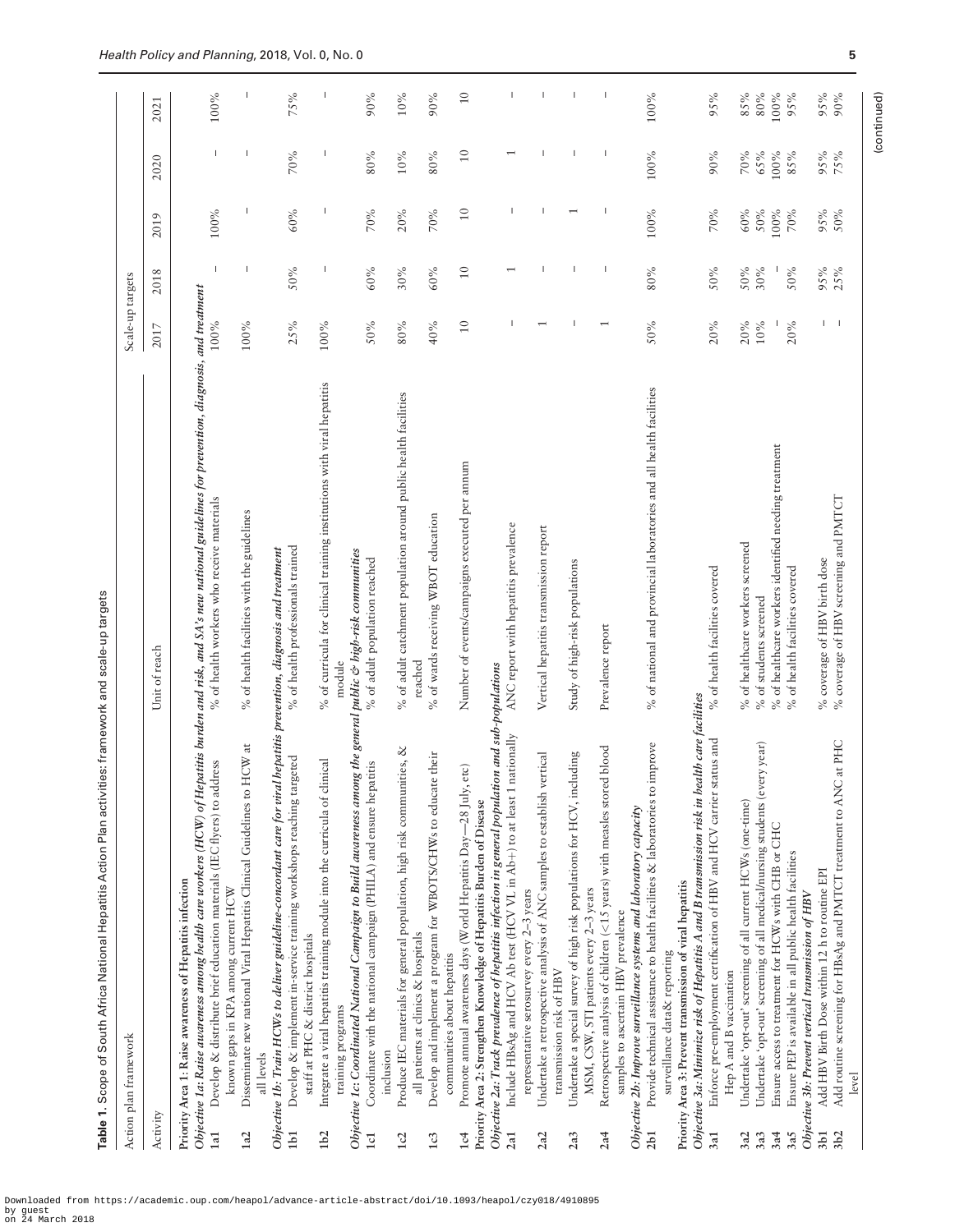**Table 1.** Scope of South Africa National Hepatitis Action Plan activities: framework and scale-up targets

| Action plan framework | | | Scale-up targets | | | | |
|---|---|---|---|---|---|---|---|
| Activity | | Unit of reach | 2017 | 2018 | 2019 | 2020 | 2021 |
| **Priority Area 1: Raise awareness of Hepatitis infection** | | | | | | | |
| *Objective 1a: Raise awareness among health care workers (HCW) of Hepatitis burden and risk, and SA's new national guidelines for prevention, diagnosis, and treatment* | | | | | | | |
| 1a1 | Develop & distribute brief education materials (IEC flyers) to address known gaps in KPA among current HCW | % of health workers who receive materials | 100% | – | 100% | – | 100% |
| 1a2 | Disseminate new national Viral Hepatitis Clinical Guidelines to HCW at all levels | % of health facilities with the guidelines | 100% | – | – | – | – |
| *Objective 1b: Train HCWs to deliver guideline-concordant care for viral hepatitis prevention, diagnosis and treatment* | | | | | | | |
| 1b1 | Develop & implement in-service training workshops reaching targeted staff at PHC & district hospitals | % of health professionals trained | 25% | 50% | 60% | 70% | 75% |
| 1b2 | Integrate a viral hepatitis training module into the curricula of clinical training programs | % of curricula for clinical training institutions with viral hepatitis module | 100% | – | – | – | – |
| *Objective 1c: Coordinated National Campaign to Build awareness among the general public & high-risk communities* | | | | | | | |
| 1c1 | Coordinate with the national campaign (PHILA) and ensure hepatitis inclusion | % of adult population reached | 50% | 60% | 70% | 80% | 90% |
| 1c2 | Produce IEC materials for general population, high risk communities, & all patients at clinics & hospitals | % of adult catchment population around public health facilities reached | 80% | 30% | 20% | 10% | 10% |
| 1c3 | Develop and implement a program for WBOTS/CHWs to educate their communities about hepatitis | % of wards receiving WBOT education | 40% | 60% | 70% | 80% | 90% |
| 1c4 | Promote annual awareness days (World Hepatitis Day—28 July, etc) | Number of events/campaigns executed per annum | 10 | 10 | 10 | 10 | 10 |
| **Priority Area 2: Strengthen Knowledge of Hepatitis Burden of Disease** | | | | | | | |
| *Objective 2a: Track prevalence of hepatitis infection in general population and sub-populations* | | | | | | | |
| 2a1 | Include HBsAg and HCV Ab test (HCV VL in Ab+) to at least 1 nationally representative serosurvey every 2–3 years | ANC report with hepatitis prevalence | – | 1 | – | 1 | – |
| 2a2 | Undertake a retrospective analysis of ANC samples to establish vertical transmission risk of HBV | Vertical hepatitis transmission report | 1 | – | – | – | – |
| 2a3 | Undertake a special survey of high risk populations for HCV, including MSM, CSW, STI patients every 2–3 years | Study of high-risk populations | – | – | 1 | – | – |
| 2a4 | Retrospective analysis of children (<15 years) with measles stored blood samples to ascertain HBV prevalence | Prevalence report | 1 | – | – | – | – |
| *Objective 2b: Improve surveillance systems and laboratory capacity* | | | | | | | |
| 2b1 | Provide technical assistance to health facilities & laboratories to improve surveillance data& reporting | % of national and provincial laboratories and all health facilities | 50% | 80% | 100% | 100% | 100% |
| **Priority Area 3: Prevent transmission of viral hepatitis** | | | | | | | |
| *Objective 3a: Minimize risk of Hepatitis A and B transmission risk in health care facilities* | | | | | | | |
| 3a1 | Enforce pre-employment certification of HBV and HCV carrier status and Hep A and B vaccination | % of health facilities covered | 20% | 50% | 70% | 90% | 95% |
| 3a2 | Undertake 'opt-out' screening of all current HCWs (one-time) | % of healthcare workers screened | 20% | 50% | 60% | 70% | 85% |
| 3a3 | Undertake 'opt-out' screening of all medical/nursing students (every year) | % of students screened | 10% | 30% | 50% | 65% | 80% |
| 3a4 | Ensure access to treatment for HCWs with CHB or CHC | % of healthcare workers identified needing treatment | – | – | 100% | 100% | 100% |
| 3a5 | Ensure PEP is available in all public health facilities | % of health facilities covered | 20% | 50% | 70% | 85% | 95% |
| *Objective 3b: Prevent vertical transmission of HBV* | | | | | | | |
| 3b1 | Add HBV Birth Dose within 12 h to routine EPI | % coverage of HBV birth dose | – | 95% | 95% | 95% | 95% |
| 3b2 | Add routine screening for HBsAg and PMTCT treatment to ANC at PHC level | % coverage of HBV screening and PMTCT | – | 25% | 50% | 75% | 90% |

(continued)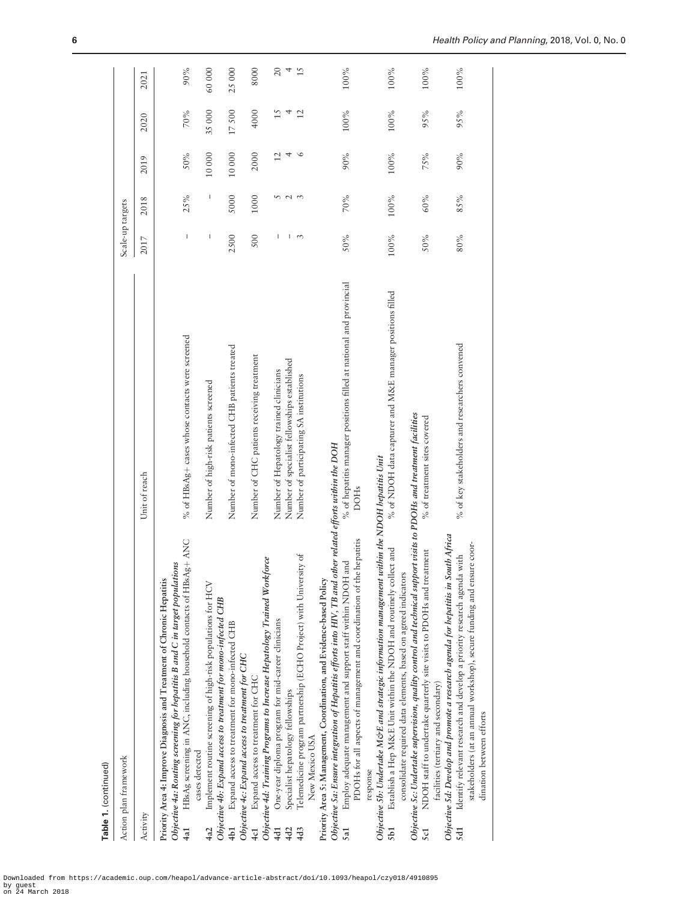**Table 1.** (continued)

| Action plan framework | | | Scale-up targets | | | | |
|---|---|---|---|---|---|---|---|
| Activity | | Unit of reach | 2017 | 2018 | 2019 | 2020 | 2021 |
| **Priority Area 4: Improve Diagnosis and Treatment of Chronic Hepatitis** | | | | | | | |
| *Objective 4a: Routing screening for hepatitis B and C in target populations* | | | | | | | |
| 4a1 | HBsAg screening in ANC, including household contacts of HBsAg+ ANC cases detected | % of HBsAg+ cases whose contacts were screened | – | 25% | 50% | 70% | 90% |
| 4a2 | Implement routine screening of high-risk populations for HCV | Number of high-risk patients screened | – | – | 10 000 | 35 000 | 60 000 |
| *Objective 4b: Expand access to treatment for mono-infected CHB* | | | | | | | |
| 4b1 | Expand access to treatment for mono-infected CHB | Number of mono-infected CHB patients treated | 2500 | 5000 | 10 000 | 17 500 | 25 000 |
| *Objective 4c: Expand access to treatment for CHC* | | | | | | | |
| 4c1 | Expand access to treatment for CHC | Number of CHC patients receiving treatment | 500 | 1000 | 2000 | 4000 | 8000 |
| *Objective 4d: Training Programs to Increase Hepatology Trained Workforce* | | | | | | | |
| 4d1 | One-year diploma program for mid-career clinicians | Number of Hepatology trained clinicians | – | 5 | 12 | 15 | 20 |
| 4d2 | Specialist hepatology fellowships | Number of specialist fellowships established | – | 2 | 4 | 4 | 4 |
| 4d3 | Telemedicine program partnership (ECHO Project) with University of New Mexico USA | Number of participating SA institutions | 3 | 3 | 6 | 12 | 15 |
| **Priority Area 5: Management, Coordination, and Evidence-based Policy** | | | | | | | |
| *Objective 5a: Ensure integration of Hepatitis efforts into HIV, TB and other related efforts within the DOH* | | | | | | | |
| 5a1 | Employ adequate management and support staff within NDOH and PDOHs for all aspects of management and coordination of the hepatitis response | % of hepatitis manager positions filled at national and provincial DOHs | 50% | 70% | 90% | 100% | 100% |
| *Objective 5b: Undertake M&E and strategic information management within the NDOH hepatitis Unit* | | | | | | | |
| 5b1 | Establish a Hep M&E Unit within the NDOH and routinely collect and consolidate required data elements, based on agreed indicators | % of NDOH data capturer and M&E manager positions filled | 100% | 100% | 100% | 100% | 100% |
| *Objective 5c: Undertake supervision, quality control and technical support visits to PDOHs and treatment facilities* | | | | | | | |
| 5c1 | NDOH staff to undertake quarterly site visits to PDOHs and treatment facilities (tertiary and secondary) | % of treatment sites covered | 50% | 60% | 75% | 95% | 100% |
| *Objective 5d: Develop and promote a research agenda for hepatitis in South Africa* | | | | | | | |
| 5d1 | Identify relevant research and develop a priority research agenda with stakeholders (at an annual workshop), secure funding and ensure coordination between efforts | % of key stakeholders and researchers convened | 80% | 85% | 90% | 95% | 100% |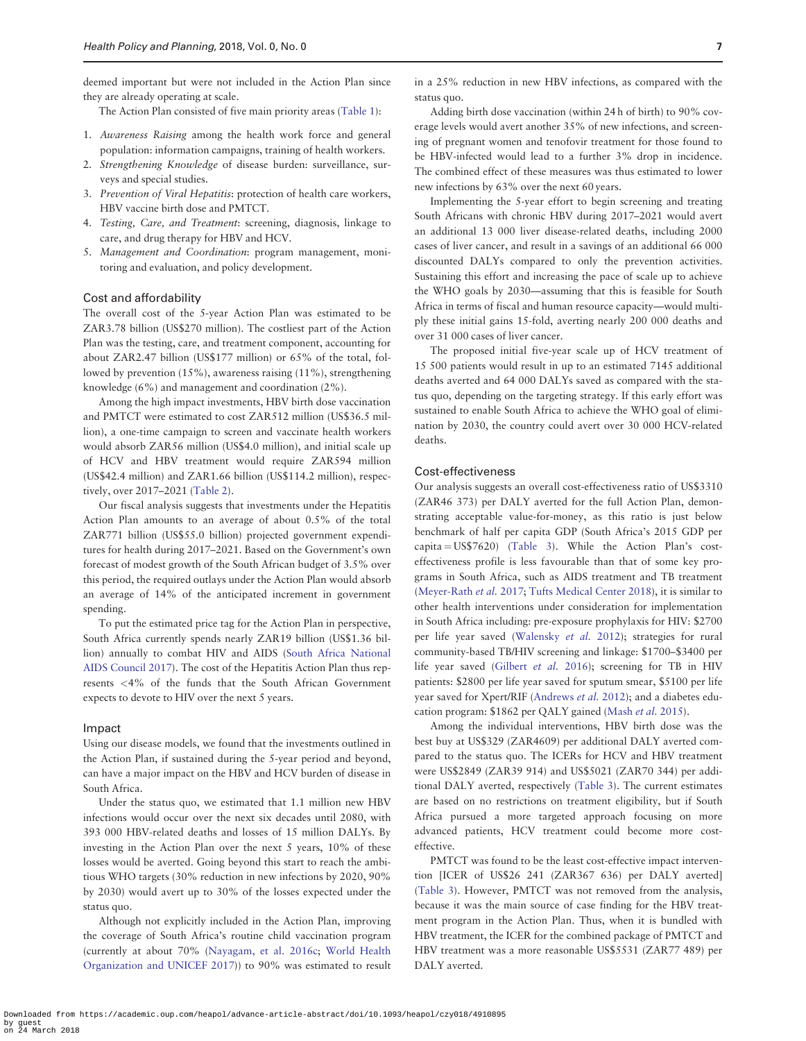deemed important but were not included in the Action Plan since they are already operating at scale.

The Action Plan consisted of five main priority areas (Table 1):

1. *Awareness Raising* among the health work force and general population: information campaigns, training of health workers.
2. *Strengthening Knowledge* of disease burden: surveillance, surveys and special studies.
3. *Prevention of Viral Hepatitis*: protection of health care workers, HBV vaccine birth dose and PMTCT.
4. *Testing, Care, and Treatment*: screening, diagnosis, linkage to care, and drug therapy for HBV and HCV.
5. *Management and Coordination*: program management, monitoring and evaluation, and policy development.

### Cost and affordability

The overall cost of the 5-year Action Plan was estimated to be ZAR3.78 billion (US$270 million). The costliest part of the Action Plan was the testing, care, and treatment component, accounting for about ZAR2.47 billion (US$177 million) or 65% of the total, followed by prevention (15%), awareness raising (11%), strengthening knowledge (6%) and management and coordination (2%).

Among the high impact investments, HBV birth dose vaccination and PMTCT were estimated to cost ZAR512 million (US$36.5 million), a one-time campaign to screen and vaccinate health workers would absorb ZAR56 million (US$4.0 million), and initial scale up of HCV and HBV treatment would require ZAR594 million (US$42.4 million) and ZAR1.66 billion (US$114.2 million), respectively, over 2017–2021 (Table 2).

Our fiscal analysis suggests that investments under the Hepatitis Action Plan amounts to an average of about 0.5% of the total ZAR771 billion (US$55.0 billion) projected government expenditures for health during 2017–2021. Based on the Government's own forecast of modest growth of the South African budget of 3.5% over this period, the required outlays under the Action Plan would absorb an average of 14% of the anticipated increment in government spending.

To put the estimated price tag for the Action Plan in perspective, South Africa currently spends nearly ZAR19 billion (US$1.36 billion) annually to combat HIV and AIDS (South Africa National AIDS Council 2017). The cost of the Hepatitis Action Plan thus represents <4% of the funds that the South African Government expects to devote to HIV over the next 5 years.

### Impact

Using our disease models, we found that the investments outlined in the Action Plan, if sustained during the 5-year period and beyond, can have a major impact on the HBV and HCV burden of disease in South Africa.

Under the status quo, we estimated that 1.1 million new HBV infections would occur over the next six decades until 2080, with 393 000 HBV-related deaths and losses of 15 million DALYs. By investing in the Action Plan over the next 5 years, 10% of these losses would be averted. Going beyond this start to reach the ambitious WHO targets (30% reduction in new infections by 2020, 90% by 2030) would avert up to 30% of the losses expected under the status quo.

Although not explicitly included in the Action Plan, improving the coverage of South Africa's routine child vaccination program (currently at about 70% (Nayagam, et al. 2016c; World Health Organization and UNICEF 2017)) to 90% was estimated to result in a 25% reduction in new HBV infections, as compared with the status quo.

Adding birth dose vaccination (within 24 h of birth) to 90% coverage levels would avert another 35% of new infections, and screening of pregnant women and tenofovir treatment for those found to be HBV-infected would lead to a further 3% drop in incidence. The combined effect of these measures was thus estimated to lower new infections by 63% over the next 60 years.

Implementing the 5-year effort to begin screening and treating South Africans with chronic HBV during 2017–2021 would avert an additional 13 000 liver disease-related deaths, including 2000 cases of liver cancer, and result in a savings of an additional 66 000 discounted DALYs compared to only the prevention activities. Sustaining this effort and increasing the pace of scale up to achieve the WHO goals by 2030—assuming that this is feasible for South Africa in terms of fiscal and human resource capacity—would multiply these initial gains 15-fold, averting nearly 200 000 deaths and over 31 000 cases of liver cancer.

The proposed initial five-year scale up of HCV treatment of 15 500 patients would result in up to an estimated 7145 additional deaths averted and 64 000 DALYs saved as compared with the status quo, depending on the targeting strategy. If this early effort was sustained to enable South Africa to achieve the WHO goal of elimination by 2030, the country could avert over 30 000 HCV-related deaths.

### Cost-effectiveness

Our analysis suggests an overall cost-effectiveness ratio of US$3310 (ZAR46 373) per DALY averted for the full Action Plan, demonstrating acceptable value-for-money, as this ratio is just below benchmark of half per capita GDP (South Africa's 2015 GDP per capita = US$7620) (Table 3). While the Action Plan's cost-effectiveness profile is less favourable than that of some key programs in South Africa, such as AIDS treatment and TB treatment (Meyer-Rath *et al.* 2017; Tufts Medical Center 2018), it is similar to other health interventions under consideration for implementation in South Africa including: pre-exposure prophylaxis for HIV: $2700 per life year saved (Walensky *et al.* 2012); strategies for rural community-based TB/HIV screening and linkage: $1700–$3400 per life year saved (Gilbert *et al.* 2016); screening for TB in HIV patients: $2800 per life year saved for sputum smear, $5100 per life year saved for Xpert/RIF (Andrews *et al.* 2012); and a diabetes education program: $1862 per QALY gained (Mash *et al.* 2015).

Among the individual interventions, HBV birth dose was the best buy at US$329 (ZAR4609) per additional DALY averted compared to the status quo. The ICERs for HCV and HBV treatment were US$2849 (ZAR39 914) and US$5021 (ZAR70 344) per additional DALY averted, respectively (Table 3). The current estimates are based on no restrictions on treatment eligibility, but if South Africa pursued a more targeted approach focusing on more advanced patients, HCV treatment could become more cost-effective.

PMTCT was found to be the least cost-effective impact intervention [ICER of US$26 241 (ZAR367 636) per DALY averted] (Table 3). However, PMTCT was not removed from the analysis, because it was the main source of case finding for the HBV treatment program in the Action Plan. Thus, when it is bundled with HBV treatment, the ICER for the combined package of PMTCT and HBV treatment was a more reasonable US$5531 (ZAR77 489) per DALY averted.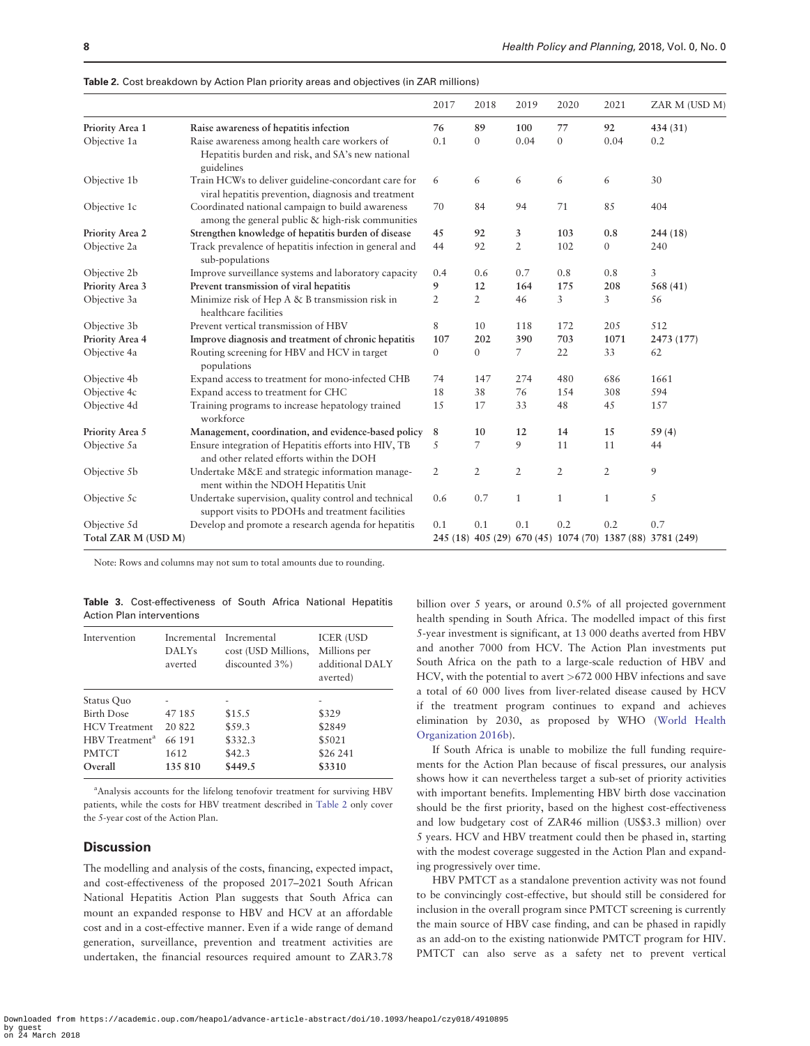**Table 2.** Cost breakdown by Action Plan priority areas and objectives (in ZAR millions)

| | | 2017 | 2018 | 2019 | 2020 | 2021 | ZAR M (USD M) |
|---|---|---|---|---|---|---|---|
| **Priority Area 1** | **Raise awareness of hepatitis infection** | **76** | **89** | **100** | **77** | **92** | **434 (31)** |
| Objective 1a | Raise awareness among health care workers of Hepatitis burden and risk, and SA's new national guidelines | 0.1 | 0 | 0.04 | 0 | 0.04 | 0.2 |
| Objective 1b | Train HCWs to deliver guideline-concordant care for viral hepatitis prevention, diagnosis and treatment | 6 | 6 | 6 | 6 | 6 | 30 |
| Objective 1c | Coordinated national campaign to build awareness among the general public & high-risk communities | 70 | 84 | 94 | 71 | 85 | 404 |
| **Priority Area 2** | **Strengthen knowledge of hepatitis burden of disease** | **45** | **92** | **3** | **103** | **0.8** | **244 (18)** |
| Objective 2a | Track prevalence of hepatitis infection in general and sub-populations | 44 | 92 | 2 | 102 | 0 | 240 |
| Objective 2b | Improve surveillance systems and laboratory capacity | 0.4 | 0.6 | 0.7 | 0.8 | 0.8 | 3 |
| **Priority Area 3** | **Prevent transmission of viral hepatitis** | **9** | **12** | **164** | **175** | **208** | **568 (41)** |
| Objective 3a | Minimize risk of Hep A & B transmission risk in healthcare facilities | 2 | 2 | 46 | 3 | 3 | 56 |
| Objective 3b | Prevent vertical transmission of HBV | 8 | 10 | 118 | 172 | 205 | 512 |
| **Priority Area 4** | **Improve diagnosis and treatment of chronic hepatitis** | **107** | **202** | **390** | **703** | **1071** | **2473 (177)** |
| Objective 4a | Routing screening for HBV and HCV in target populations | 0 | 0 | 7 | 22 | 33 | 62 |
| Objective 4b | Expand access to treatment for mono-infected CHB | 74 | 147 | 274 | 480 | 686 | 1661 |
| Objective 4c | Expand access to treatment for CHC | 18 | 38 | 76 | 154 | 308 | 594 |
| Objective 4d | Training programs to increase hepatology trained workforce | 15 | 17 | 33 | 48 | 45 | 157 |
| **Priority Area 5** | **Management, coordination, and evidence-based policy** | **8** | **10** | **12** | **14** | **15** | **59 (4)** |
| Objective 5a | Ensure integration of Hepatitis efforts into HIV, TB and other related efforts within the DOH | 5 | 7 | 9 | 11 | 11 | 44 |
| Objective 5b | Undertake M&E and strategic information management within the NDOH Hepatitis Unit | 2 | 2 | 2 | 2 | 2 | 9 |
| Objective 5c | Undertake supervision, quality control and technical support visits to PDOHs and treatment facilities | 0.6 | 0.7 | 1 | 1 | 1 | 5 |
| Objective 5d | Develop and promote a research agenda for hepatitis | 0.1 | 0.1 | 0.1 | 0.2 | 0.2 | 0.7 |
| Total ZAR M (USD M) | | 245 (18) | 405 (29) | 670 (45) | 1074 (70) | 1387 (88) | 3781 (249) |

Note: Rows and columns may not sum to total amounts due to rounding.

**Table 3.** Cost-effectiveness of South Africa National Hepatitis Action Plan interventions

| Intervention | Incremental DALYs averted | Incremental cost (USD Millions, discounted 3%) | ICER (USD Millions per additional DALY averted) |
|---|---|---|---|
| Status Quo | - | - | - |
| Birth Dose | 47 185 | $15.5 | $329 |
| HCV Treatment | 20 822 | $59.3 | $2849 |
| HBV Treatment[a] | 66 191 | $332.3 | $5021 |
| PMTCT | 1612 | $42.3 | $26 241 |
| **Overall** | **135 810** | **$449.5** | **$3310** |

[a]Analysis accounts for the lifelong tenofovir treatment for surviving HBV patients, while the costs for HBV treatment described in Table 2 only cover the 5-year cost of the Action Plan.

## Discussion

The modelling and analysis of the costs, financing, expected impact, and cost-effectiveness of the proposed 2017–2021 South African National Hepatitis Action Plan suggests that South Africa can mount an expanded response to HBV and HCV at an affordable cost and in a cost-effective manner. Even if a wide range of demand generation, surveillance, prevention and treatment activities are undertaken, the financial resources required amount to ZAR3.78 billion over 5 years, or around 0.5% of all projected government health spending in South Africa. The modelled impact of this first 5-year investment is significant, at 13 000 deaths averted from HBV and another 7000 from HCV. The Action Plan investments put South Africa on the path to a large-scale reduction of HBV and HCV, with the potential to avert >672 000 HBV infections and save a total of 60 000 lives from liver-related disease caused by HCV if the treatment program continues to expand and achieves elimination by 2030, as proposed by WHO (World Health Organization 2016b).

If South Africa is unable to mobilize the full funding requirements for the Action Plan because of fiscal pressures, our analysis shows how it can nevertheless target a sub-set of priority activities with important benefits. Implementing HBV birth dose vaccination should be the first priority, based on the highest cost-effectiveness and low budgetary cost of ZAR46 million (US$3.3 million) over 5 years. HCV and HBV treatment could then be phased in, starting with the modest coverage suggested in the Action Plan and expanding progressively over time.

HBV PMTCT as a standalone prevention activity was not found to be convincingly cost-effective, but should still be considered for inclusion in the overall program since PMTCT screening is currently the main source of HBV case finding, and can be phased in rapidly as an add-on to the existing nationwide PMTCT program for HIV. PMTCT can also serve as a safety net to prevent vertical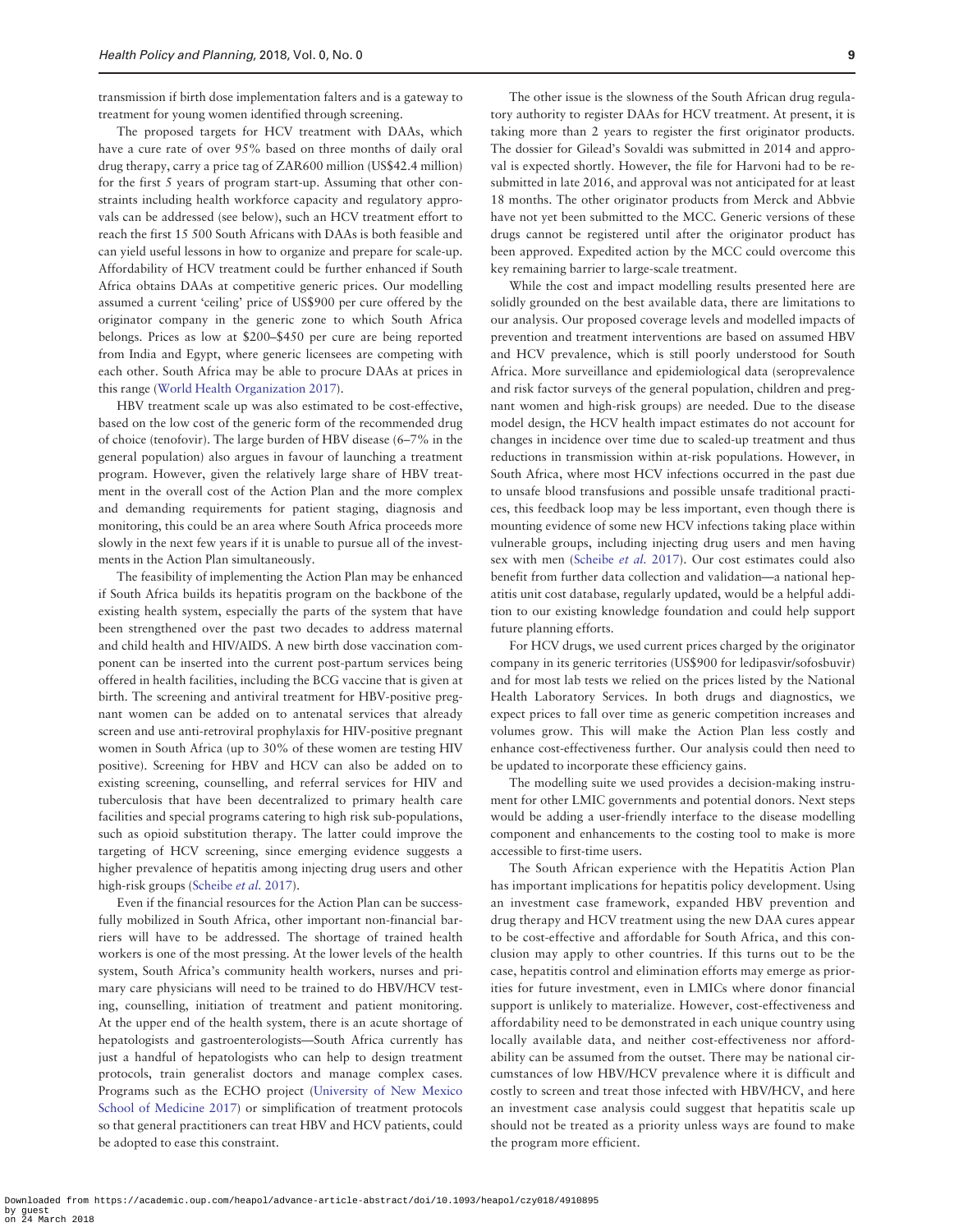transmission if birth dose implementation falters and is a gateway to treatment for young women identified through screening.

The proposed targets for HCV treatment with DAAs, which have a cure rate of over 95% based on three months of daily oral drug therapy, carry a price tag of ZAR600 million (US$42.4 million) for the first 5 years of program start-up. Assuming that other constraints including health workforce capacity and regulatory approvals can be addressed (see below), such an HCV treatment effort to reach the first 15 500 South Africans with DAAs is both feasible and can yield useful lessons in how to organize and prepare for scale-up. Affordability of HCV treatment could be further enhanced if South Africa obtains DAAs at competitive generic prices. Our modelling assumed a current 'ceiling' price of US$900 per cure offered by the originator company in the generic zone to which South Africa belongs. Prices as low at $200–$450 per cure are being reported from India and Egypt, where generic licensees are competing with each other. South Africa may be able to procure DAAs at prices in this range (World Health Organization 2017).

HBV treatment scale up was also estimated to be cost-effective, based on the low cost of the generic form of the recommended drug of choice (tenofovir). The large burden of HBV disease (6–7% in the general population) also argues in favour of launching a treatment program. However, given the relatively large share of HBV treatment in the overall cost of the Action Plan and the more complex and demanding requirements for patient staging, diagnosis and monitoring, this could be an area where South Africa proceeds more slowly in the next few years if it is unable to pursue all of the investments in the Action Plan simultaneously.

The feasibility of implementing the Action Plan may be enhanced if South Africa builds its hepatitis program on the backbone of the existing health system, especially the parts of the system that have been strengthened over the past two decades to address maternal and child health and HIV/AIDS. A new birth dose vaccination component can be inserted into the current post-partum services being offered in health facilities, including the BCG vaccine that is given at birth. The screening and antiviral treatment for HBV-positive pregnant women can be added on to antenatal services that already screen and use anti-retroviral prophylaxis for HIV-positive pregnant women in South Africa (up to 30% of these women are testing HIV positive). Screening for HBV and HCV can also be added on to existing screening, counselling, and referral services for HIV and tuberculosis that have been decentralized to primary health care facilities and special programs catering to high risk sub-populations, such as opioid substitution therapy. The latter could improve the targeting of HCV screening, since emerging evidence suggests a higher prevalence of hepatitis among injecting drug users and other high-risk groups (Scheibe *et al.* 2017).

Even if the financial resources for the Action Plan can be successfully mobilized in South Africa, other important non-financial barriers will have to be addressed. The shortage of trained health workers is one of the most pressing. At the lower levels of the health system, South Africa's community health workers, nurses and primary care physicians will need to be trained to do HBV/HCV testing, counselling, initiation of treatment and patient monitoring. At the upper end of the health system, there is an acute shortage of hepatologists and gastroenterologists—South Africa currently has just a handful of hepatologists who can help to design treatment protocols, train generalist doctors and manage complex cases. Programs such as the ECHO project (University of New Mexico School of Medicine 2017) or simplification of treatment protocols so that general practitioners can treat HBV and HCV patients, could be adopted to ease this constraint.

The other issue is the slowness of the South African drug regulatory authority to register DAAs for HCV treatment. At present, it is taking more than 2 years to register the first originator products. The dossier for Gilead's Sovaldi was submitted in 2014 and approval is expected shortly. However, the file for Harvoni had to be resubmitted in late 2016, and approval was not anticipated for at least 18 months. The other originator products from Merck and Abbvie have not yet been submitted to the MCC. Generic versions of these drugs cannot be registered until after the originator product has been approved. Expedited action by the MCC could overcome this key remaining barrier to large-scale treatment.

While the cost and impact modelling results presented here are solidly grounded on the best available data, there are limitations to our analysis. Our proposed coverage levels and modelled impacts of prevention and treatment interventions are based on assumed HBV and HCV prevalence, which is still poorly understood for South Africa. More surveillance and epidemiological data (seroprevalence and risk factor surveys of the general population, children and pregnant women and high-risk groups) are needed. Due to the disease model design, the HCV health impact estimates do not account for changes in incidence over time due to scaled-up treatment and thus reductions in transmission within at-risk populations. However, in South Africa, where most HCV infections occurred in the past due to unsafe blood transfusions and possible unsafe traditional practices, this feedback loop may be less important, even though there is mounting evidence of some new HCV infections taking place within vulnerable groups, including injecting drug users and men having sex with men (Scheibe *et al.* 2017). Our cost estimates could also benefit from further data collection and validation—a national hepatitis unit cost database, regularly updated, would be a helpful addition to our existing knowledge foundation and could help support future planning efforts.

For HCV drugs, we used current prices charged by the originator company in its generic territories (US$900 for ledipasvir/sofosbuvir) and for most lab tests we relied on the prices listed by the National Health Laboratory Services. In both drugs and diagnostics, we expect prices to fall over time as generic competition increases and volumes grow. This will make the Action Plan less costly and enhance cost-effectiveness further. Our analysis could then need to be updated to incorporate these efficiency gains.

The modelling suite we used provides a decision-making instrument for other LMIC governments and potential donors. Next steps would be adding a user-friendly interface to the disease modelling component and enhancements to the costing tool to make is more accessible to first-time users.

The South African experience with the Hepatitis Action Plan has important implications for hepatitis policy development. Using an investment case framework, expanded HBV prevention and drug therapy and HCV treatment using the new DAA cures appear to be cost-effective and affordable for South Africa, and this conclusion may apply to other countries. If this turns out to be the case, hepatitis control and elimination efforts may emerge as priorities for future investment, even in LMICs where donor financial support is unlikely to materialize. However, cost-effectiveness and affordability need to be demonstrated in each unique country using locally available data, and neither cost-effectiveness nor affordability can be assumed from the outset. There may be national circumstances of low HBV/HCV prevalence where it is difficult and costly to screen and treat those infected with HBV/HCV, and here an investment case analysis could suggest that hepatitis scale up should not be treated as a priority unless ways are found to make the program more efficient.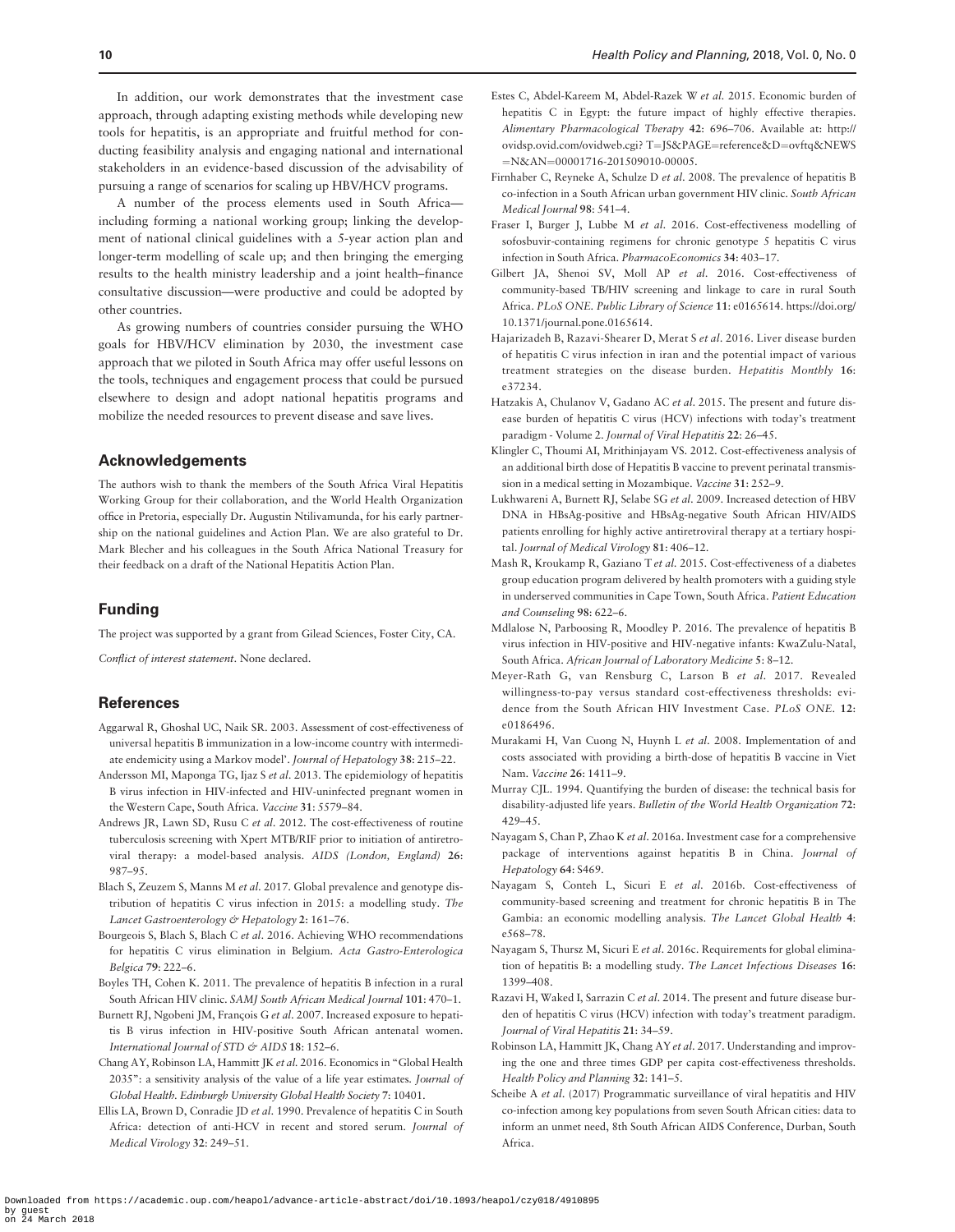In addition, our work demonstrates that the investment case approach, through adapting existing methods while developing new tools for hepatitis, is an appropriate and fruitful method for conducting feasibility analysis and engaging national and international stakeholders in an evidence-based discussion of the advisability of pursuing a range of scenarios for scaling up HBV/HCV programs.

A number of the process elements used in South Africa—including forming a national working group; linking the development of national clinical guidelines with a 5-year action plan and longer-term modelling of scale up; and then bringing the emerging results to the health ministry leadership and a joint health–finance consultative discussion—were productive and could be adopted by other countries.

As growing numbers of countries consider pursuing the WHO goals for HBV/HCV elimination by 2030, the investment case approach that we piloted in South Africa may offer useful lessons on the tools, techniques and engagement process that could be pursued elsewhere to design and adopt national hepatitis programs and mobilize the needed resources to prevent disease and save lives.

## Acknowledgements

The authors wish to thank the members of the South Africa Viral Hepatitis Working Group for their collaboration, and the World Health Organization office in Pretoria, especially Dr. Augustin Ntilivamunda, for his early partnership on the national guidelines and Action Plan. We are also grateful to Dr. Mark Blecher and his colleagues in the South Africa National Treasury for their feedback on a draft of the National Hepatitis Action Plan.

## Funding

The project was supported by a grant from Gilead Sciences, Foster City, CA.

*Conflict of interest statement*. None declared.

## References

Aggarwal R, Ghoshal UC, Naik SR. 2003. Assessment of cost-effectiveness of universal hepatitis B immunization in a low-income country with intermediate endemicity using a Markov model'. *Journal of Hepatology* **38**: 215–22.

Andersson MI, Maponga TG, Ijaz S *et al*. 2013. The epidemiology of hepatitis B virus infection in HIV-infected and HIV-uninfected pregnant women in the Western Cape, South Africa. *Vaccine* **31**: 5579–84.

Andrews JR, Lawn SD, Rusu C *et al*. 2012. The cost-effectiveness of routine tuberculosis screening with Xpert MTB/RIF prior to initiation of antiretroviral therapy: a model-based analysis. *AIDS (London, England)* **26**: 987–95.

Blach S, Zeuzem S, Manns M *et al*. 2017. Global prevalence and genotype distribution of hepatitis C virus infection in 2015: a modelling study. *The Lancet Gastroenterology & Hepatology* **2**: 161–76.

Bourgeois S, Blach S, Blach C *et al*. 2016. Achieving WHO recommendations for hepatitis C virus elimination in Belgium. *Acta Gastro-Enterologica Belgica* **79**: 222–6.

Boyles TH, Cohen K. 2011. The prevalence of hepatitis B infection in a rural South African HIV clinic. *SAMJ South African Medical Journal* **101**: 470–1.

Burnett RJ, Ngobeni JM, François G *et al*. 2007. Increased exposure to hepatitis B virus infection in HIV-positive South African antenatal women. *International Journal of STD & AIDS* **18**: 152–6.

Chang AY, Robinson LA, Hammitt JK *et al*. 2016. Economics in "Global Health 2035": a sensitivity analysis of the value of a life year estimates. *Journal of Global Health. Edinburgh University Global Health Society* **7**: 10401.

Ellis LA, Brown D, Conradie JD *et al*. 1990. Prevalence of hepatitis C in South Africa: detection of anti-HCV in recent and stored serum. *Journal of Medical Virology* **32**: 249–51.

Estes C, Abdel-Kareem M, Abdel-Razek W *et al*. 2015. Economic burden of hepatitis C in Egypt: the future impact of highly effective therapies. *Alimentary Pharmacological Therapy* **42**: 696–706. Available at: http://ovidsp.ovid.com/ovidweb.cgi?T=JS&PAGE=reference&D=ovftq&NEWS=N&AN=00001716-201509010-00005.

Firnhaber C, Reyneke A, Schulze D *et al*. 2008. The prevalence of hepatitis B co-infection in a South African urban government HIV clinic. *South African Medical Journal* **98**: 541–4.

Fraser I, Burger J, Lubbe M *et al*. 2016. Cost-effectiveness modelling of sofosbuvir-containing regimens for chronic genotype 5 hepatitis C virus infection in South Africa. *PharmacoEconomics* **34**: 403–17.

Gilbert JA, Shenoi SV, Moll AP *et al*. 2016. Cost-effectiveness of community-based TB/HIV screening and linkage to care in rural South Africa. *PLoS ONE. Public Library of Science* **11**: e0165614. https://doi.org/10.1371/journal.pone.0165614.

Hajarizadeh B, Razavi-Shearer D, Merat S *et al*. 2016. Liver disease burden of hepatitis C virus infection in iran and the potential impact of various treatment strategies on the disease burden. *Hepatitis Monthly* **16**: e37234.

Hatzakis A, Chulanov V, Gadano AC *et al*. 2015. The present and future disease burden of hepatitis C virus (HCV) infections with today's treatment paradigm - Volume 2. *Journal of Viral Hepatitis* **22**: 26–45.

Klingler C, Thoumi AI, Mrithinjayam VS. 2012. Cost-effectiveness analysis of an additional birth dose of Hepatitis B vaccine to prevent perinatal transmission in a medical setting in Mozambique. *Vaccine* **31**: 252–9.

Lukhwareni A, Burnett RJ, Selabe SG *et al*. 2009. Increased detection of HBV DNA in HBsAg-positive and HBsAg-negative South African HIV/AIDS patients enrolling for highly active antiretroviral therapy at a tertiary hospital. *Journal of Medical Virology* **81**: 406–12.

Mash R, Kroukamp R, Gaziano T *et al*. 2015. Cost-effectiveness of a diabetes group education program delivered by health promoters with a guiding style in underserved communities in Cape Town, South Africa. *Patient Education and Counseling* **98**: 622–6.

Mdlalose N, Parboosing R, Moodley P. 2016. The prevalence of hepatitis B virus infection in HIV-positive and HIV-negative infants: KwaZulu-Natal, South Africa. *African Journal of Laboratory Medicine* **5**: 8–12.

Meyer-Rath G, van Rensburg C, Larson B *et al*. 2017. Revealed willingness-to-pay versus standard cost-effectiveness thresholds: evidence from the South African HIV Investment Case. *PLoS ONE*. **12**: e0186496.

Murakami H, Van Cuong N, Huynh L *et al*. 2008. Implementation of and costs associated with providing a birth-dose of hepatitis B vaccine in Viet Nam. *Vaccine* **26**: 1411–9.

Murray CJL. 1994. Quantifying the burden of disease: the technical basis for disability-adjusted life years. *Bulletin of the World Health Organization* **72**: 429–45.

Nayagam S, Chan P, Zhao K *et al*. 2016a. Investment case for a comprehensive package of interventions against hepatitis B in China. *Journal of Hepatology* **64**: S469.

Nayagam S, Conteh L, Sicuri E *et al*. 2016b. Cost-effectiveness of community-based screening and treatment for chronic hepatitis B in The Gambia: an economic modelling analysis. *The Lancet Global Health* **4**: e568–78.

Nayagam S, Thursz M, Sicuri E *et al*. 2016c. Requirements for global elimination of hepatitis B: a modelling study. *The Lancet Infectious Diseases* **16**: 1399–408.

Razavi H, Waked I, Sarrazin C *et al*. 2014. The present and future disease burden of hepatitis C virus (HCV) infection with today's treatment paradigm. *Journal of Viral Hepatitis* **21**: 34–59.

Robinson LA, Hammitt JK, Chang AY *et al*. 2017. Understanding and improving the one and three times GDP per capita cost-effectiveness thresholds. *Health Policy and Planning* **32**: 141–5.

Scheibe A *et al*. (2017) Programmatic surveillance of viral hepatitis and HIV co-infection among key populations from seven South African cities: data to inform an unmet need, 8th South African AIDS Conference, Durban, South Africa.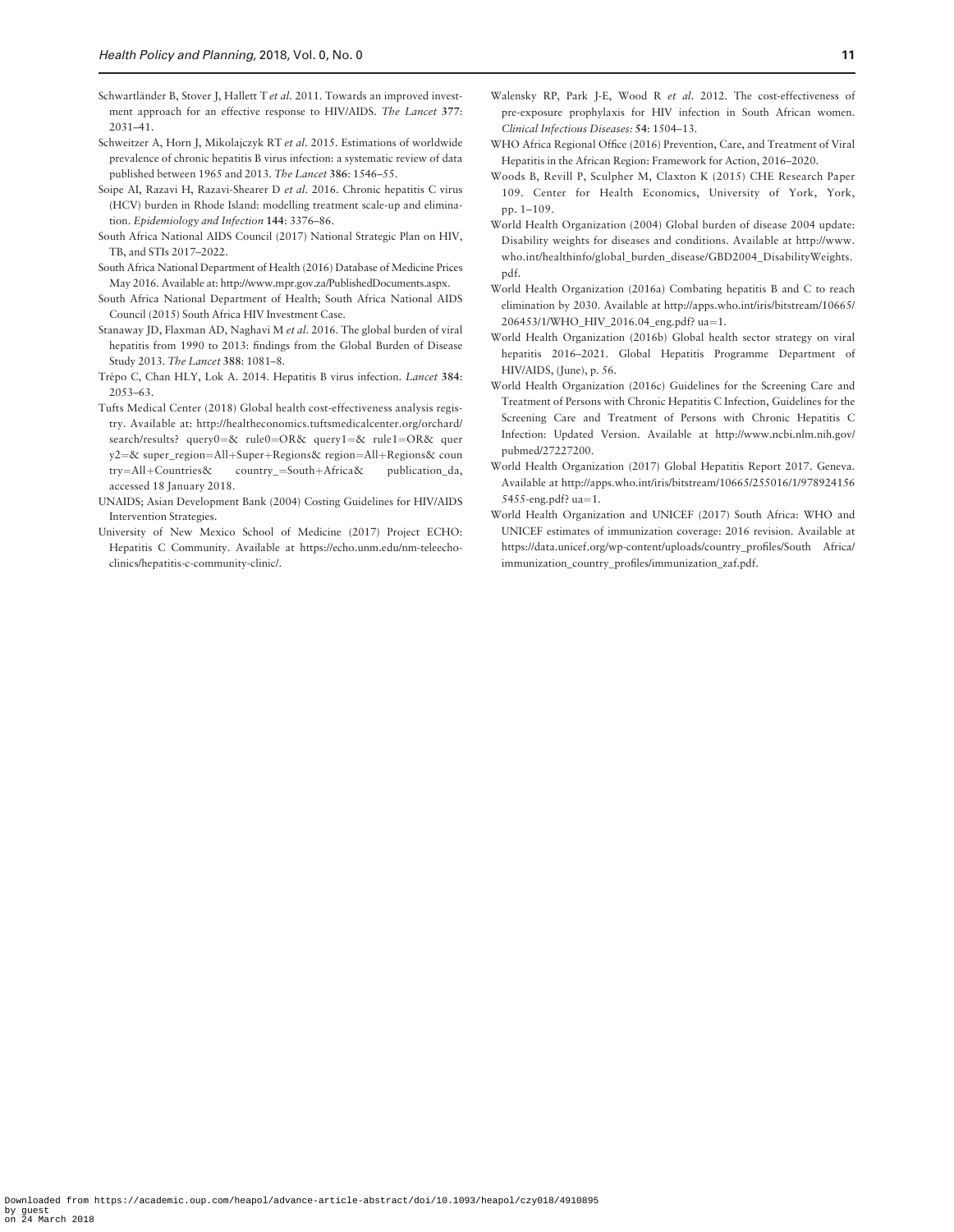Schwartländer B, Stover J, Hallett T *et al*. 2011. Towards an improved investment approach for an effective response to HIV/AIDS. *The Lancet* **377**: 2031–41.

Schweitzer A, Horn J, Mikolajczyk RT *et al*. 2015. Estimations of worldwide prevalence of chronic hepatitis B virus infection: a systematic review of data published between 1965 and 2013. *The Lancet* **386**: 1546–55.

Soipe AI, Razavi H, Razavi-Shearer D *et al*. 2016. Chronic hepatitis C virus (HCV) burden in Rhode Island: modelling treatment scale-up and elimination. *Epidemiology and Infection* **144**: 3376–86.

South Africa National AIDS Council (2017) National Strategic Plan on HIV, TB, and STIs 2017–2022.

South Africa National Department of Health (2016) Database of Medicine Prices May 2016. Available at: http://www.mpr.gov.za/PublishedDocuments.aspx.

South Africa National Department of Health; South Africa National AIDS Council (2015) South Africa HIV Investment Case.

Stanaway JD, Flaxman AD, Naghavi M *et al*. 2016. The global burden of viral hepatitis from 1990 to 2013: findings from the Global Burden of Disease Study 2013. *The Lancet* **388**: 1081–8.

Trépo C, Chan HLY, Lok A. 2014. Hepatitis B virus infection. *Lancet* **384**: 2053–63.

Tufts Medical Center (2018) Global health cost-effectiveness analysis registry. Available at: http://healtheconomics.tuftsmedicalcenter.org/orchard/search/results? query0=& rule0=OR& query1=& rule1=OR& query2=& super_region=All+Super+Regions& region=All+Regions& country=All+Countries& country_=South+Africa& publication_da, accessed 18 January 2018.

UNAIDS; Asian Development Bank (2004) Costing Guidelines for HIV/AIDS Intervention Strategies.

University of New Mexico School of Medicine (2017) Project ECHO: Hepatitis C Community. Available at https://echo.unm.edu/nm-teleecho-clinics/hepatitis-c-community-clinic/.

Walensky RP, Park J-E, Wood R *et al*. 2012. The cost-effectiveness of pre-exposure prophylaxis for HIV infection in South African women. *Clinical Infectious Diseases:* **54**: 1504–13.

WHO Africa Regional Office (2016) Prevention, Care, and Treatment of Viral Hepatitis in the African Region: Framework for Action, 2016–2020.

Woods B, Revill P, Sculpher M, Claxton K (2015) CHE Research Paper 109. Center for Health Economics, University of York, York, pp. 1–109.

World Health Organization (2004) Global burden of disease 2004 update: Disability weights for diseases and conditions. Available at http://www.who.int/healthinfo/global_burden_disease/GBD2004_DisabilityWeights.pdf.

World Health Organization (2016a) Combating hepatitis B and C to reach elimination by 2030. Available at http://apps.who.int/iris/bitstream/10665/206453/1/WHO_HIV_2016.04_eng.pdf? ua=1.

World Health Organization (2016b) Global health sector strategy on viral hepatitis 2016–2021. Global Hepatitis Programme Department of HIV/AIDS, (June), p. 56.

World Health Organization (2016c) Guidelines for the Screening Care and Treatment of Persons with Chronic Hepatitis C Infection, Guidelines for the Screening Care and Treatment of Persons with Chronic Hepatitis C Infection: Updated Version. Available at http://www.ncbi.nlm.nih.gov/pubmed/27227200.

World Health Organization (2017) Global Hepatitis Report 2017. Geneva. Available at http://apps.who.int/iris/bitstream/10665/255016/1/9789241565455-eng.pdf? ua=1.

World Health Organization and UNICEF (2017) South Africa: WHO and UNICEF estimates of immunization coverage: 2016 revision. Available at https://data.unicef.org/wp-content/uploads/country_profiles/South Africa/immunization_country_profiles/immunization_zaf.pdf.